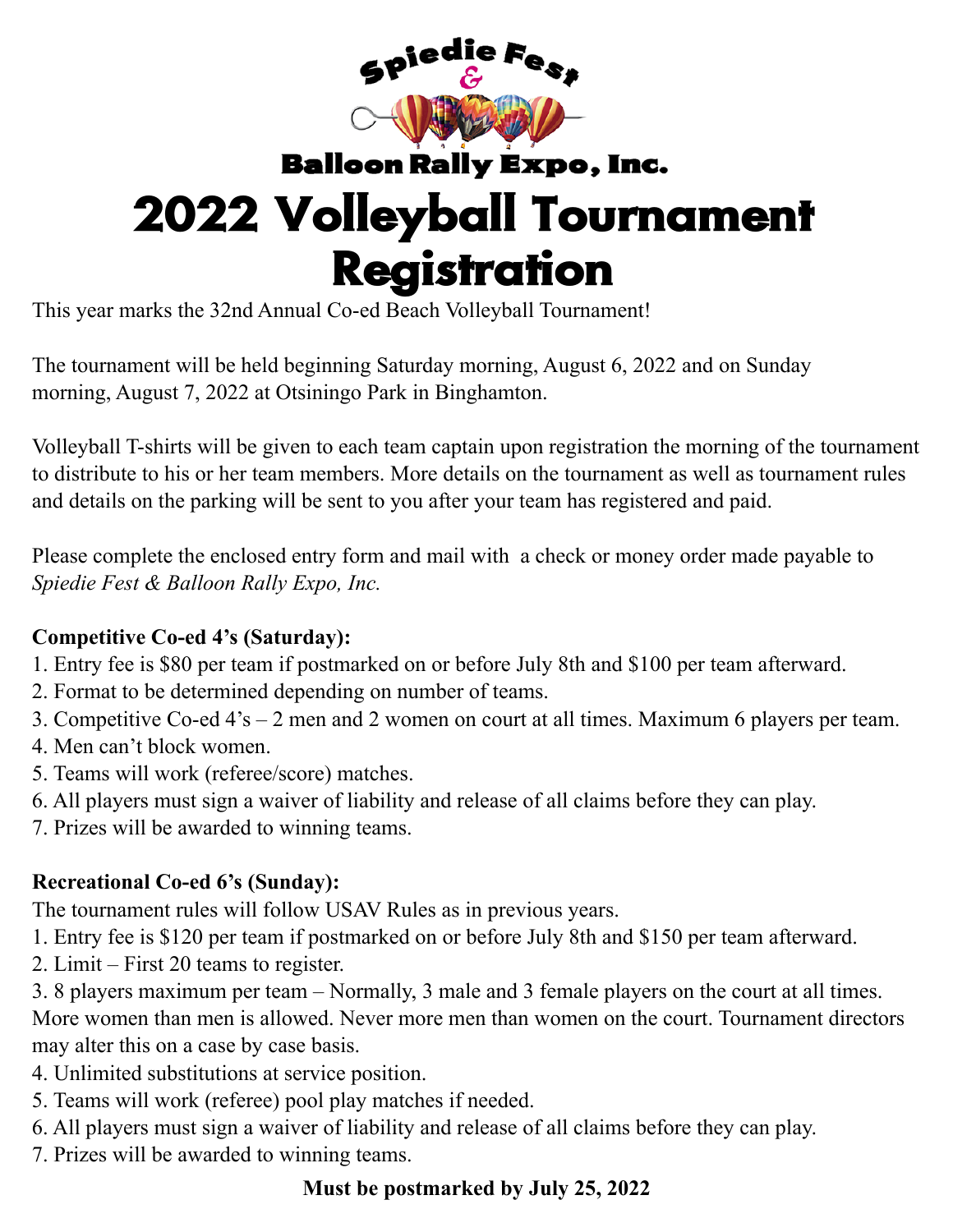**Spiedie Fest & Balloon Rally Expo, Inc.**

# 2022 Volleyball Tournament Registration

This year marks the 32nd Annual Co-ed Beach Volleyball Tournament!

The tournament will be held beginning Saturday morning, August 6, 2022 and on Sunday morning, August 7, 2022 at Otsiningo Park in Binghamton.

Volleyball T-shirts will be given to each team captain upon registration the morning of the tournament to distribute to his or her team members. More details on the tournament as well as tournament rules and details on the parking will be sent to you after your team has registered and paid.

Please complete the enclosed entry form and mail with a check or money order made payable to *Spiedie Fest & Balloon Rally Expo, Inc.*

**Competitive Co-ed 4's (Saturday):**

1. Entry fee is $80 per team if postmarked on or before July 8th and $100 per team afterward.
2. Format to be determined depending on number of teams.
3. Competitive Co-ed 4's – 2 men and 2 women on court at all times. Maximum 6 players per team.
4. Men can't block women.
5. Teams will work (referee/score) matches.
6. All players must sign a waiver of liability and release of all claims before they can play.
7. Prizes will be awarded to winning teams.

**Recreational Co-ed 6's (Sunday):**

The tournament rules will follow USAV Rules as in previous years.

1. Entry fee is $120 per team if postmarked on or before July 8th and $150 per team afterward.
2. Limit – First 20 teams to register.
3. 8 players maximum per team – Normally, 3 male and 3 female players on the court at all times. More women than men is allowed. Never more men than women on the court. Tournament directors may alter this on a case by case basis.
4. Unlimited substitutions at service position.
5. Teams will work (referee) pool play matches if needed.
6. All players must sign a waiver of liability and release of all claims before they can play.
7. Prizes will be awarded to winning teams.

**Must be postmarked by July 25, 2022**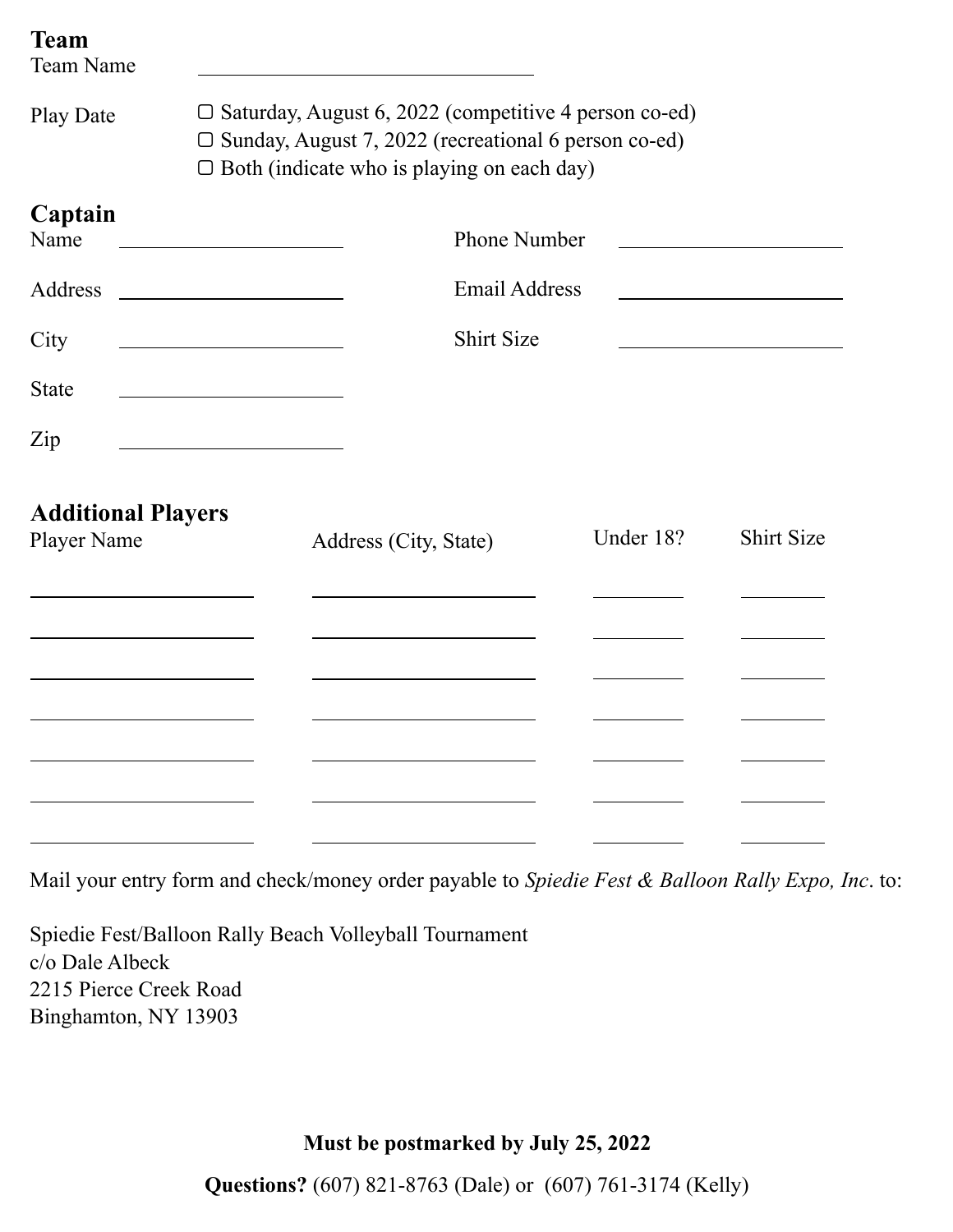## Team

Team Name \_\_\_\_\_\_\_\_\_\_\_\_\_\_\_\_\_\_\_\_\_\_\_\_\_\_\_\_\_\_

Play Date

- ▢ Saturday, August 6, 2022 (competitive 4 person co-ed)
- ▢ Sunday, August 7, 2022 (recreational 6 person co-ed)
- ▢ Both (indicate who is playing on each day)

## Captain

Name \_\_\_\_\_\_\_\_\_\_\_\_\_\_\_\_\_\_\_\_

Address \_\_\_\_\_\_\_\_\_\_\_\_\_\_\_\_\_\_\_\_

City \_\_\_\_\_\_\_\_\_\_\_\_\_\_\_\_\_\_\_\_

State \_\_\_\_\_\_\_\_\_\_\_\_\_\_\_\_\_\_\_\_

Zip \_\_\_\_\_\_\_\_\_\_\_\_\_\_\_\_\_\_\_\_

Phone Number \_\_\_\_\_\_\_\_\_\_\_\_\_\_\_\_\_\_\_\_

Email Address \_\_\_\_\_\_\_\_\_\_\_\_\_\_\_\_\_\_\_\_

Shirt Size \_\_\_\_\_\_\_\_\_\_\_\_\_\_\_\_\_\_\_\_

## Additional Players

| Player Name | Address (City, State) | Under 18? | Shirt Size |
|---|---|---|---|
| | | | |
| | | | |
| | | | |
| | | | |
| | | | |
| | | | |
| | | | |

Mail your entry form and check/money order payable to *Spiedie Fest & Balloon Rally Expo, Inc*. to:

Spiedie Fest/Balloon Rally Beach Volleyball Tournament
c/o Dale Albeck
2215 Pierce Creek Road
Binghamton, NY 13903

**Must be postmarked by July 25, 2022**

**Questions?** (607) 821-8763 (Dale) or (607) 761-3174 (Kelly)